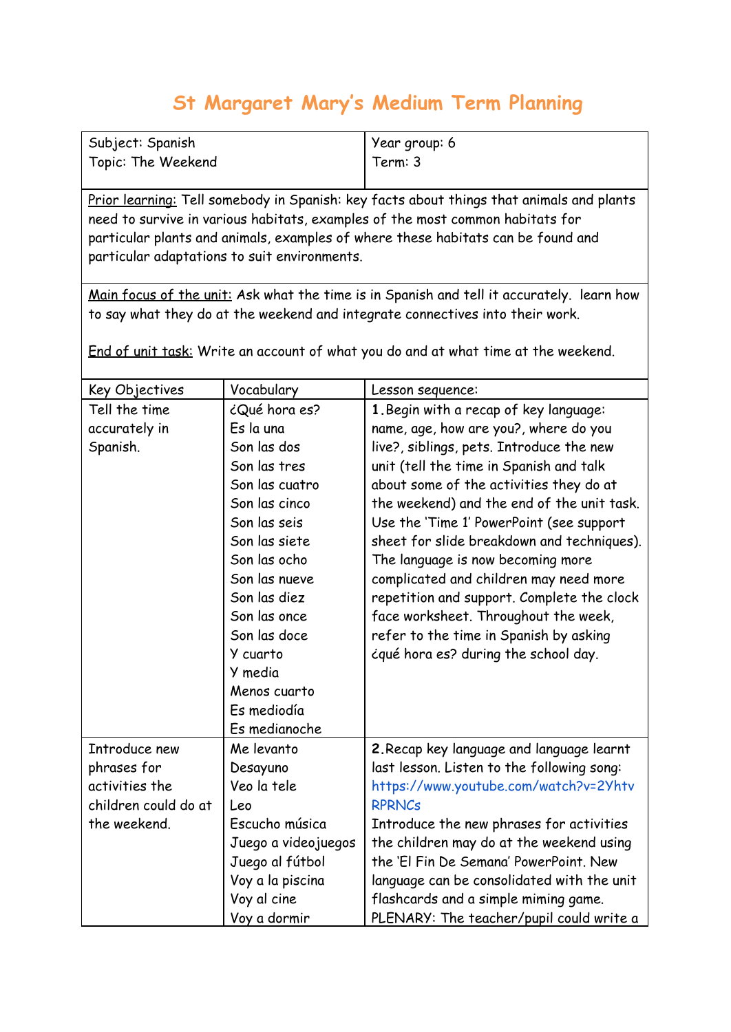# St Margaret Mary's Medium Term Planning

| Subject: Spanish<br>Topic: The Weekend | | Year group: 6<br>Term: 3 |
|---|---|---|
| Prior learning: Tell somebody in Spanish: key facts about things that animals and plants need to survive in various habitats, examples of the most common habitats for particular plants and animals, examples of where these habitats can be found and particular adaptations to suit environments. | | |
| Main focus of the unit: Ask what the time is in Spanish and tell it accurately. learn how to say what they do at the weekend and integrate connectives into their work.<br><br>End of unit task: Write an account of what you do and at what time at the weekend. | | |
| Key Objectives | Vocabulary | Lesson sequence: |
| Tell the time accurately in Spanish. | ¿Qué hora es?<br>Es la una<br>Son las dos<br>Son las tres<br>Son las cuatro<br>Son las cinco<br>Son las seis<br>Son las siete<br>Son las ocho<br>Son las nueve<br>Son las diez<br>Son las once<br>Son las doce<br>Y cuarto<br>Y media<br>Menos cuarto<br>Es mediodía<br>Es medianoche | **1.** Begin with a recap of key language: name, age, how are you?, where do you live?, siblings, pets. Introduce the new unit (tell the time in Spanish and talk about some of the activities they do at the weekend) and the end of the unit task. Use the 'Time 1' PowerPoint (see support sheet for slide breakdown and techniques). The language is now becoming more complicated and children may need more repetition and support. Complete the clock face worksheet. Throughout the week, refer to the time in Spanish by asking ¿qué hora es? during the school day. |
| Introduce new phrases for activities the children could do at the weekend. | Me levanto<br>Desayuno<br>Veo la tele<br>Leo<br>Escucho música<br>Juego a videojuegos<br>Juego al fútbol<br>Voy a la piscina<br>Voy al cine<br>Voy a dormir | **2.** Recap key language and language learnt last lesson. Listen to the following song: https://www.youtube.com/watch?v=2YhtvRPRNCs<br>Introduce the new phrases for activities the children may do at the weekend using the 'El Fin De Semana' PowerPoint. New language can be consolidated with the unit flashcards and a simple miming game. PLENARY: The teacher/pupil could write a |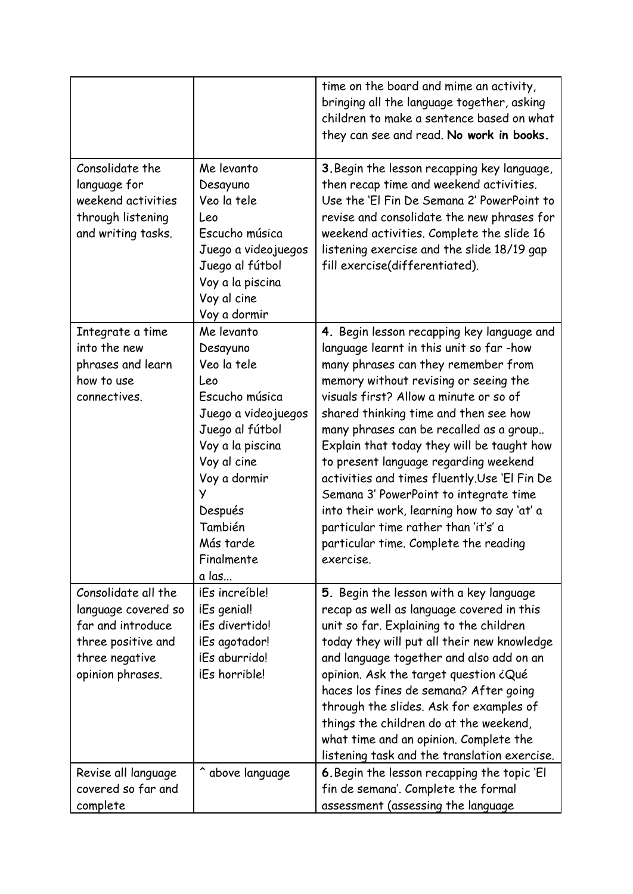| | | |
|---|---|---|
| | | time on the board and mime an activity, bringing all the language together, asking children to make a sentence based on what they can see and read. **No work in books.** |
| Consolidate the language for weekend activities through listening and writing tasks. | Me levanto<br>Desayuno<br>Veo la tele<br>Leo<br>Escucho música<br>Juego a videojuegos<br>Juego al fútbol<br>Voy a la piscina<br>Voy al cine<br>Voy a dormir | **3.** Begin the lesson recapping key language, then recap time and weekend activities. Use the 'El Fin De Semana 2' PowerPoint to revise and consolidate the new phrases for weekend activities. Complete the slide 16 listening exercise and the slide 18/19 gap fill exercise(differentiated). |
| Integrate a time into the new phrases and learn how to use connectives. | Me levanto<br>Desayuno<br>Veo la tele<br>Leo<br>Escucho música<br>Juego a videojuegos<br>Juego al fútbol<br>Voy a la piscina<br>Voy al cine<br>Voy a dormir<br>Y<br>Después<br>También<br>Más tarde<br>Finalmente<br>a las... | **4.** Begin lesson recapping key language and language learnt in this unit so far -how many phrases can they remember from memory without revising or seeing the visuals first? Allow a minute or so of shared thinking time and then see how many phrases can be recalled as a group.. Explain that today they will be taught how to present language regarding weekend activities and times fluently.Use 'El Fin De Semana 3' PowerPoint to integrate time into their work, learning how to say 'at' a particular time rather than 'it's' a particular time. Complete the reading exercise. |
| Consolidate all the language covered so far and introduce three positive and three negative opinion phrases. | ¡Es increíble!<br>¡Es genial!<br>¡Es divertido!<br>¡Es agotador!<br>¡Es aburrido!<br>¡Es horrible! | **5.** Begin the lesson with a key language recap as well as language covered in this unit so far. Explaining to the children today they will put all their new knowledge and language together and also add on an opinion. Ask the target question ¿Qué haces los fines de semana? After going through the slides. Ask for examples of things the children do at the weekend, what time and an opinion. Complete the listening task and the translation exercise. |
| Revise all language covered so far and complete | ^ above language | **6.** Begin the lesson recapping the topic 'El fin de semana'. Complete the formal assessment (assessing the language |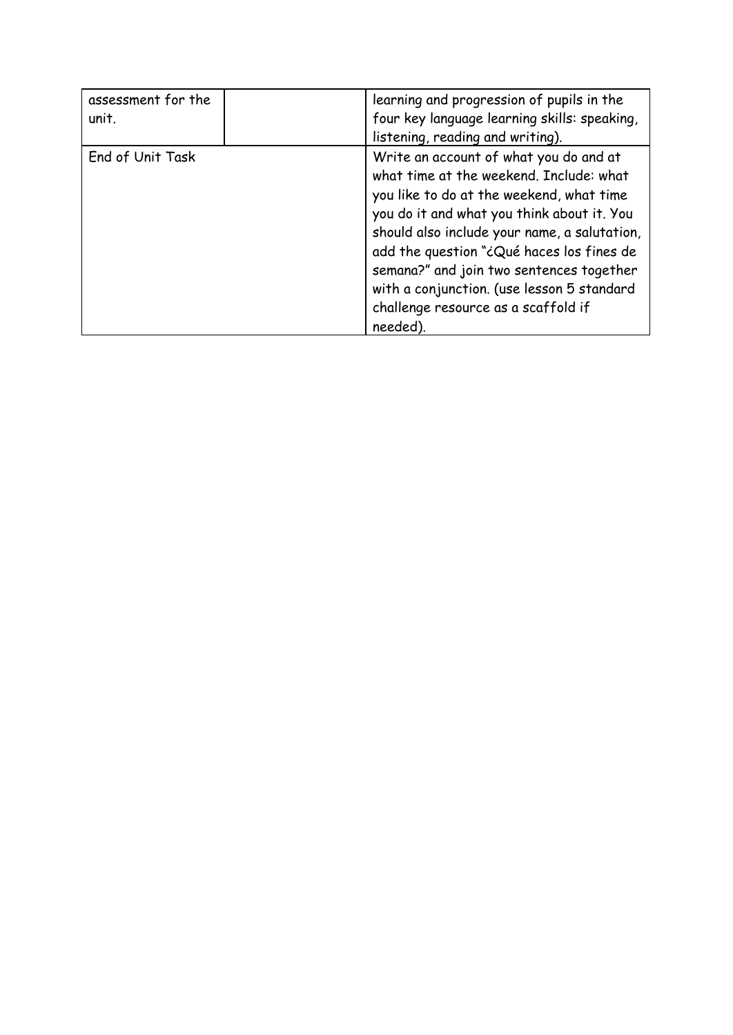| | | |
|---|---|---|
| assessment for the unit. | | learning and progression of pupils in the four key language learning skills: speaking, listening, reading and writing). |
| End of Unit Task | | Write an account of what you do and at what time at the weekend. Include: what you like to do at the weekend, what time you do it and what you think about it. You should also include your name, a salutation, add the question "¿Qué haces los fines de semana?" and join two sentences together with a conjunction. (use lesson 5 standard challenge resource as a scaffold if needed). |